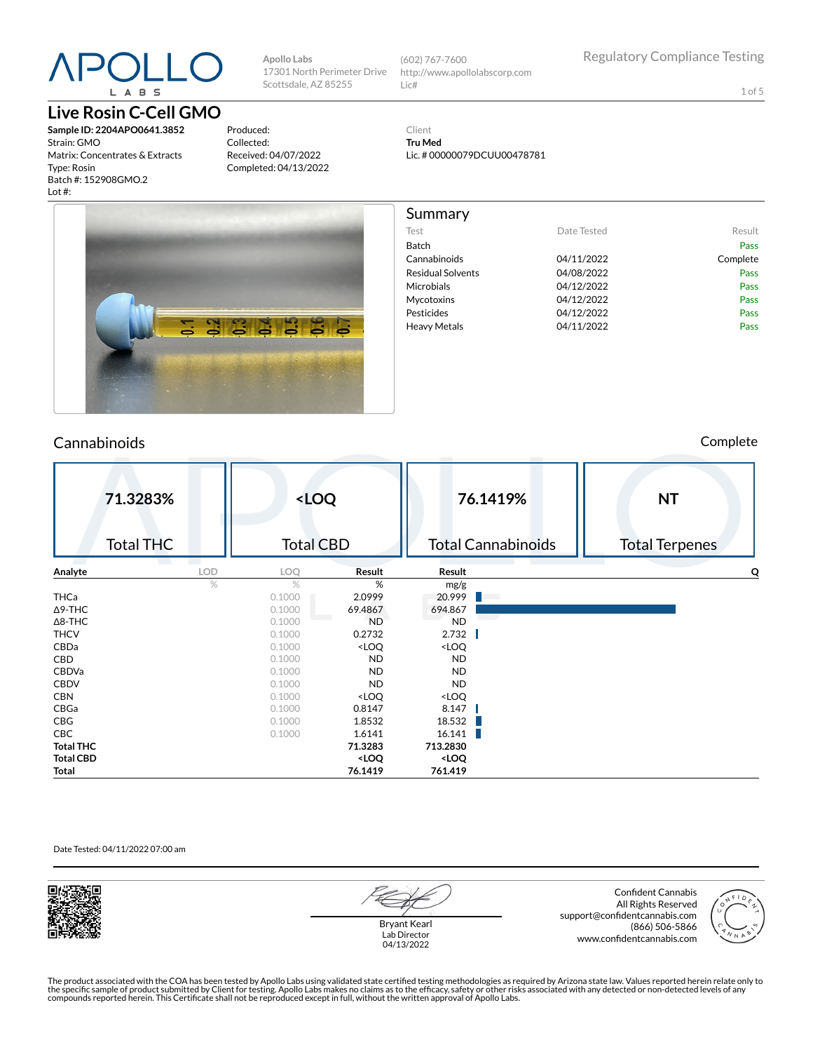Apollo Labs
17301 North Perimeter Drive
Scottsdale, AZ 85255

(602) 767-7600
http://www.apollolabscorp.com
Lic#

Regulatory Compliance Testing

# Live Rosin C-Cell GMO

**Sample ID: 2204APO0641.3852**
Strain: GMO
Matrix: Concentrates & Extracts
Type: Rosin
Batch #: 152908GMO.2
Lot #:

Produced:
Collected:
Received: 04/07/2022
Completed: 04/13/2022

Client
**Tru Med**
Lic. # 00000079DCUU00478781

## Summary

| Test | Date Tested | Result |
|---|---|---|
| Batch | | Pass |
| Cannabinoids | 04/11/2022 | Complete |
| Residual Solvents | 04/08/2022 | Pass |
| Microbials | 04/12/2022 | Pass |
| Mycotoxins | 04/12/2022 | Pass |
| Pesticides | 04/12/2022 | Pass |
| Heavy Metals | 04/11/2022 | Pass |

## Cannabinoids

Complete

| 71.3283% | <LOQ | 76.1419% | NT |
|---|---|---|---|
| Total THC | Total CBD | Total Cannabinoids | Total Terpenes |

| Analyte | LOD | LOQ | Result | Result | Q |
|---|---|---|---|---|---|
| | % | % | % | mg/g | |
| THCa | | 0.1000 | 2.0999 | 20.999 | |
| Δ9-THC | | 0.1000 | 69.4867 | 694.867 | |
| Δ8-THC | | 0.1000 | ND | ND | |
| THCV | | 0.1000 | 0.2732 | 2.732 | |
| CBDa | | 0.1000 | <LOQ | <LOQ | |
| CBD | | 0.1000 | ND | ND | |
| CBDVa | | 0.1000 | ND | ND | |
| CBDV | | 0.1000 | ND | ND | |
| CBN | | 0.1000 | <LOQ | <LOQ | |
| CBGa | | 0.1000 | 0.8147 | 8.147 | |
| CBG | | 0.1000 | 1.8532 | 18.532 | |
| CBC | | 0.1000 | 1.6141 | 16.141 | |
| **Total THC** | | | **71.3283** | **713.2830** | |
| **Total CBD** | | | **<LOQ** | **<LOQ** | |
| **Total** | | | **76.1419** | **761.419** | |

Date Tested: 04/11/2022 07:00 am

Bryant Kearl
Lab Director
04/13/2022

Confident Cannabis
All Rights Reserved
support@confidentcannabis.com
(866) 506-5866
www.confidentcannabis.com

The product associated with the COA has been tested by Apollo Labs using validated state certified testing methodologies as required by Arizona state law. Values reported herein relate only to the specific sample of product submitted by Client for testing. Apollo Labs makes no claims as to the efficacy, safety or other risks associated with any detected or non-detected levels of any compounds reported herein. This Certificate shall not be reproduced except in full, without the written approval of Apollo Labs.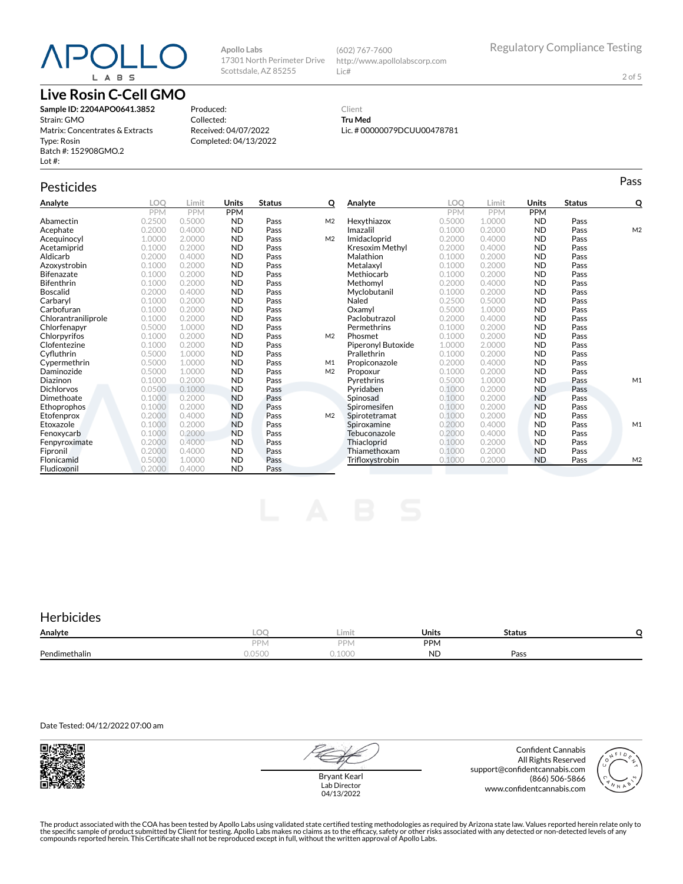Apollo Labs
17301 North Perimeter Drive
Scottsdale, AZ 85255

(602) 767-7600
http://www.apollolabscorp.com
Lic#

Regulatory Compliance Testing

# Live Rosin C-Cell GMO

**Sample ID: 2204APO0641.3852**
Strain: GMO
Matrix: Concentrates & Extracts
Type: Rosin
Batch #: 152908GMO.2
Lot #:

Produced:
Collected:
Received: 04/07/2022
Completed: 04/13/2022

Client
**Tru Med**
Lic. # 00000079DCUU00478781

## Pesticides

Pass

| Analyte | LOQ | Limit | Units | Status | Q |
|---|---|---|---|---|---|
| | PPM | PPM | PPM | | |
| Abamectin | 0.2500 | 0.5000 | ND | Pass | M2 |
| Acephate | 0.2000 | 0.4000 | ND | Pass | |
| Acequinocyl | 1.0000 | 2.0000 | ND | Pass | M2 |
| Acetamiprid | 0.1000 | 0.2000 | ND | Pass | |
| Aldicarb | 0.2000 | 0.4000 | ND | Pass | |
| Azoxystrobin | 0.1000 | 0.2000 | ND | Pass | |
| Bifenazate | 0.1000 | 0.2000 | ND | Pass | |
| Bifenthrin | 0.1000 | 0.2000 | ND | Pass | |
| Boscalid | 0.2000 | 0.4000 | ND | Pass | |
| Carbaryl | 0.1000 | 0.2000 | ND | Pass | |
| Carbofuran | 0.1000 | 0.2000 | ND | Pass | |
| Chlorantraniliprole | 0.1000 | 0.2000 | ND | Pass | |
| Chlorfenapyr | 0.5000 | 1.0000 | ND | Pass | |
| Chlorpyrifos | 0.1000 | 0.2000 | ND | Pass | M2 |
| Clofentezine | 0.1000 | 0.2000 | ND | Pass | |
| Cyfluthrin | 0.5000 | 1.0000 | ND | Pass | |
| Cypermethrin | 0.5000 | 1.0000 | ND | Pass | M1 |
| Daminozide | 0.5000 | 1.0000 | ND | Pass | M2 |
| Diazinon | 0.1000 | 0.2000 | ND | Pass | |
| Dichlorvos | 0.0500 | 0.1000 | ND | Pass | |
| Dimethoate | 0.1000 | 0.2000 | ND | Pass | |
| Ethoprophos | 0.1000 | 0.2000 | ND | Pass | |
| Etofenprox | 0.2000 | 0.4000 | ND | Pass | M2 |
| Etoxazole | 0.1000 | 0.2000 | ND | Pass | |
| Fenoxycarb | 0.1000 | 0.2000 | ND | Pass | |
| Fenpyroximate | 0.2000 | 0.4000 | ND | Pass | |
| Fipronil | 0.2000 | 0.4000 | ND | Pass | |
| Flonicamid | 0.5000 | 1.0000 | ND | Pass | |
| Fludioxonil | 0.2000 | 0.4000 | ND | Pass | |
| Hexythiazox | 0.5000 | 1.0000 | ND | Pass | |
| Imazalil | 0.1000 | 0.2000 | ND | Pass | M2 |
| Imidacloprid | 0.2000 | 0.4000 | ND | Pass | |
| Kresoxim Methyl | 0.2000 | 0.4000 | ND | Pass | |
| Malathion | 0.1000 | 0.2000 | ND | Pass | |
| Metalaxyl | 0.1000 | 0.2000 | ND | Pass | |
| Methiocarb | 0.1000 | 0.2000 | ND | Pass | |
| Methomyl | 0.2000 | 0.4000 | ND | Pass | |
| Myclobutanil | 0.1000 | 0.2000 | ND | Pass | |
| Naled | 0.2500 | 0.5000 | ND | Pass | |
| Oxamyl | 0.5000 | 1.0000 | ND | Pass | |
| Paclobutrazol | 0.2000 | 0.4000 | ND | Pass | |
| Permethrins | 0.1000 | 0.2000 | ND | Pass | |
| Phosmet | 0.1000 | 0.2000 | ND | Pass | |
| Piperonyl Butoxide | 1.0000 | 2.0000 | ND | Pass | |
| Prallethrin | 0.1000 | 0.2000 | ND | Pass | |
| Propiconazole | 0.2000 | 0.4000 | ND | Pass | |
| Propoxur | 0.1000 | 0.2000 | ND | Pass | |
| Pyrethrins | 0.5000 | 1.0000 | ND | Pass | M1 |
| Pyridaben | 0.1000 | 0.2000 | ND | Pass | |
| Spinosad | 0.1000 | 0.2000 | ND | Pass | |
| Spiromesifen | 0.1000 | 0.2000 | ND | Pass | |
| Spirotetramat | 0.1000 | 0.2000 | ND | Pass | |
| Spiroxamine | 0.2000 | 0.4000 | ND | Pass | M1 |
| Tebuconazole | 0.2000 | 0.4000 | ND | Pass | |
| Thiacloprid | 0.1000 | 0.2000 | ND | Pass | |
| Thiamethoxam | 0.1000 | 0.2000 | ND | Pass | |
| Trifloxystrobin | 0.1000 | 0.2000 | ND | Pass | M2 |

## Herbicides

| Analyte | LOQ | Limit | Units | Status | Q |
|---|---|---|---|---|---|
| | PPM | PPM | PPM | | |
| Pendimethalin | 0.0500 | 0.1000 | ND | Pass | |

Date Tested: 04/12/2022 07:00 am

Bryant Kearl
Lab Director
04/13/2022

Confident Cannabis
All Rights Reserved
support@confidentcannabis.com
(866) 506-5866
www.confidentcannabis.com

The product associated with the COA has been tested by Apollo Labs using validated state certified testing methodologies as required by Arizona state law. Values reported herein relate only to the specific sample of product submitted by Client for testing. Apollo Labs makes no claims as to the efficacy, safety or other risks associated with any detected or non-detected levels of any compounds reported herein. This Certificate shall not be reproduced except in full, without the written approval of Apollo Labs.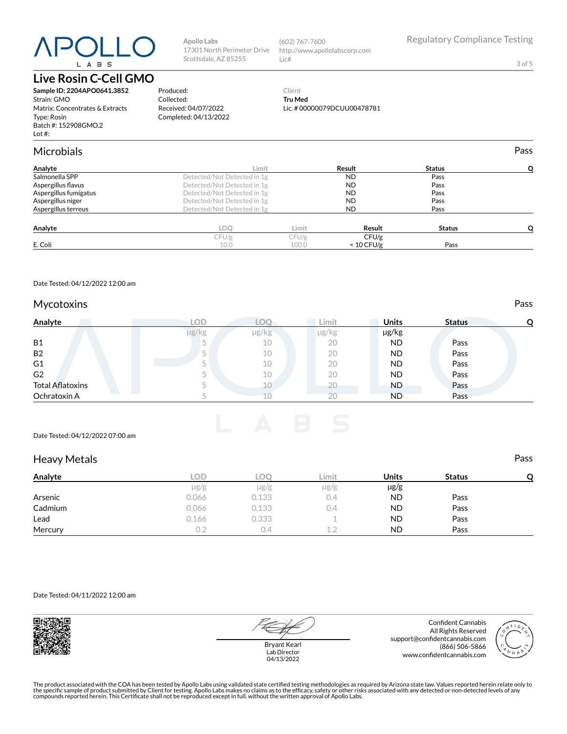Apollo Labs
17301 North Perimeter Drive
Scottsdale, AZ 85255

(602) 767-7600
http://www.apollolabscorp.com
Lic#

Regulatory Compliance Testing

# Live Rosin C-Cell GMO

**Sample ID: 2204APO0641.3852**
Strain: GMO
Matrix: Concentrates & Extracts
Type: Rosin
Batch #: 152908GMO.2
Lot #:

Produced:
Collected:
Received: 04/07/2022
Completed: 04/13/2022

Client
**Tru Med**
Lic. # 00000079DCUU00478781

## Microbials

Pass

| Analyte | Limit | Result | Status | Q |
|---|---|---|---|---|
| Salmonella SPP | Detected/Not Detected in 1g | ND | Pass | |
| Aspergillus flavus | Detected/Not Detected in 1g | ND | Pass | |
| Aspergillus fumigatus | Detected/Not Detected in 1g | ND | Pass | |
| Aspergillus niger | Detected/Not Detected in 1g | ND | Pass | |
| Aspergillus terreus | Detected/Not Detected in 1g | ND | Pass | |

| Analyte | LOQ | Limit | Result | Status | Q |
|---|---|---|---|---|---|
| | CFU/g | CFU/g | CFU/g | | |
| E. Coli | 10.0 | 100.0 | < 10 CFU/g | Pass | |

Date Tested: 04/12/2022 12:00 am

## Mycotoxins

Pass

| Analyte | LOD | LOQ | Limit | Units | Status | Q |
|---|---|---|---|---|---|---|
| | µg/kg | µg/kg | µg/kg | µg/kg | | |
| B1 | 5 | 10 | 20 | ND | Pass | |
| B2 | 5 | 10 | 20 | ND | Pass | |
| G1 | 5 | 10 | 20 | ND | Pass | |
| G2 | 5 | 10 | 20 | ND | Pass | |
| Total Aflatoxins | 5 | 10 | 20 | ND | Pass | |
| Ochratoxin A | 5 | 10 | 20 | ND | Pass | |

Date Tested: 04/12/2022 07:00 am

## Heavy Metals

Pass

| Analyte | LOD | LOQ | Limit | Units | Status | Q |
|---|---|---|---|---|---|---|
| | µg/g | µg/g | µg/g | µg/g | | |
| Arsenic | 0.066 | 0.133 | 0.4 | ND | Pass | |
| Cadmium | 0.066 | 0.133 | 0.4 | ND | Pass | |
| Lead | 0.166 | 0.333 | 1 | ND | Pass | |
| Mercury | 0.2 | 0.4 | 1.2 | ND | Pass | |

Date Tested: 04/11/2022 12:00 am

Bryant Kearl
Lab Director
04/13/2022

Confident Cannabis
All Rights Reserved
support@confidentcannabis.com
(866) 506-5866
www.confidentcannabis.com

The product associated with the COA has been tested by Apollo Labs using validated state certified testing methodologies as required by Arizona state law. Values reported herein relate only to the specific sample of product submitted by Client for testing. Apollo Labs makes no claims as to the efficacy, safety or other risks associated with any detected or non-detected levels of any compounds reported herein. This Certificate shall not be reproduced except in full, without the written approval of Apollo Labs.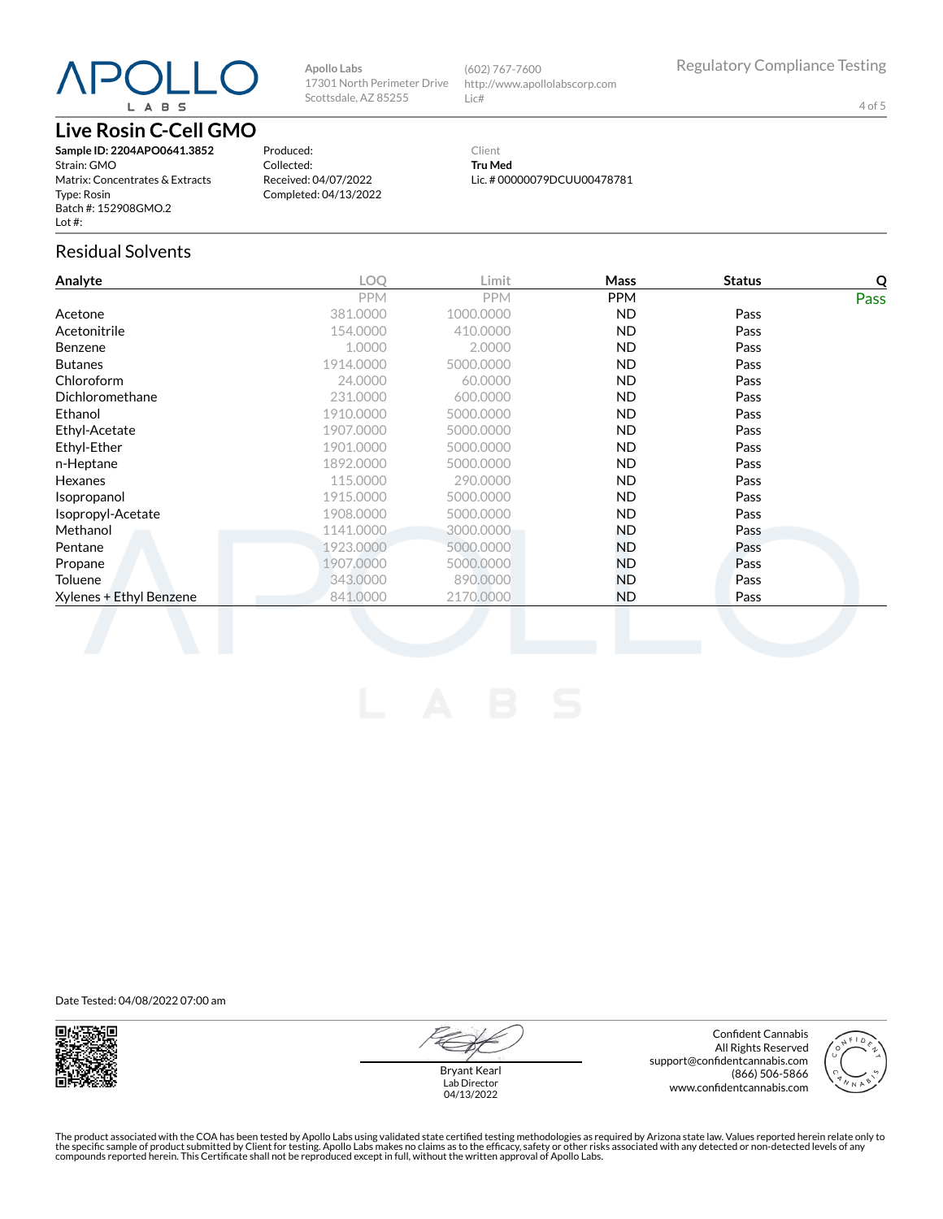Apollo Labs
17301 North Perimeter Drive
Scottsdale, AZ 85255

(602) 767-7600
http://www.apollolabscorp.com
Lic#

Regulatory Compliance Testing

# Live Rosin C-Cell GMO

**Sample ID: 2204APO0641.3852**
Strain: GMO
Matrix: Concentrates & Extracts
Type: Rosin
Batch #: 152908GMO.2
Lot #:

Produced:
Collected:
Received: 04/07/2022
Completed: 04/13/2022

Client
**Tru Med**
Lic. # 00000079DCUU00478781

## Residual Solvents

| Analyte | LOQ | Limit | Mass | Status | Q |
|---|---|---|---|---|---|
| | PPM | PPM | PPM | | Pass |
| Acetone | 381.0000 | 1000.0000 | ND | Pass | |
| Acetonitrile | 154.0000 | 410.0000 | ND | Pass | |
| Benzene | 1.0000 | 2.0000 | ND | Pass | |
| Butanes | 1914.0000 | 5000.0000 | ND | Pass | |
| Chloroform | 24.0000 | 60.0000 | ND | Pass | |
| Dichloromethane | 231.0000 | 600.0000 | ND | Pass | |
| Ethanol | 1910.0000 | 5000.0000 | ND | Pass | |
| Ethyl-Acetate | 1907.0000 | 5000.0000 | ND | Pass | |
| Ethyl-Ether | 1901.0000 | 5000.0000 | ND | Pass | |
| n-Heptane | 1892.0000 | 5000.0000 | ND | Pass | |
| Hexanes | 115.0000 | 290.0000 | ND | Pass | |
| Isopropanol | 1915.0000 | 5000.0000 | ND | Pass | |
| Isopropyl-Acetate | 1908.0000 | 5000.0000 | ND | Pass | |
| Methanol | 1141.0000 | 3000.0000 | ND | Pass | |
| Pentane | 1923.0000 | 5000.0000 | ND | Pass | |
| Propane | 1907.0000 | 5000.0000 | ND | Pass | |
| Toluene | 343.0000 | 890.0000 | ND | Pass | |
| Xylenes + Ethyl Benzene | 841.0000 | 2170.0000 | ND | Pass | |

Date Tested: 04/08/2022 07:00 am

Bryant Kearl
Lab Director
04/13/2022

Confident Cannabis
All Rights Reserved
support@confidentcannabis.com
(866) 506-5866
www.confidentcannabis.com

The product associated with the COA has been tested by Apollo Labs using validated state certified testing methodologies as required by Arizona state law. Values reported herein relate only to the specific sample of product submitted by Client for testing. Apollo Labs makes no claims as to the efficacy, safety or other risks associated with any detected or non-detected levels of any compounds reported herein. This Certificate shall not be reproduced except in full, without the written approval of Apollo Labs.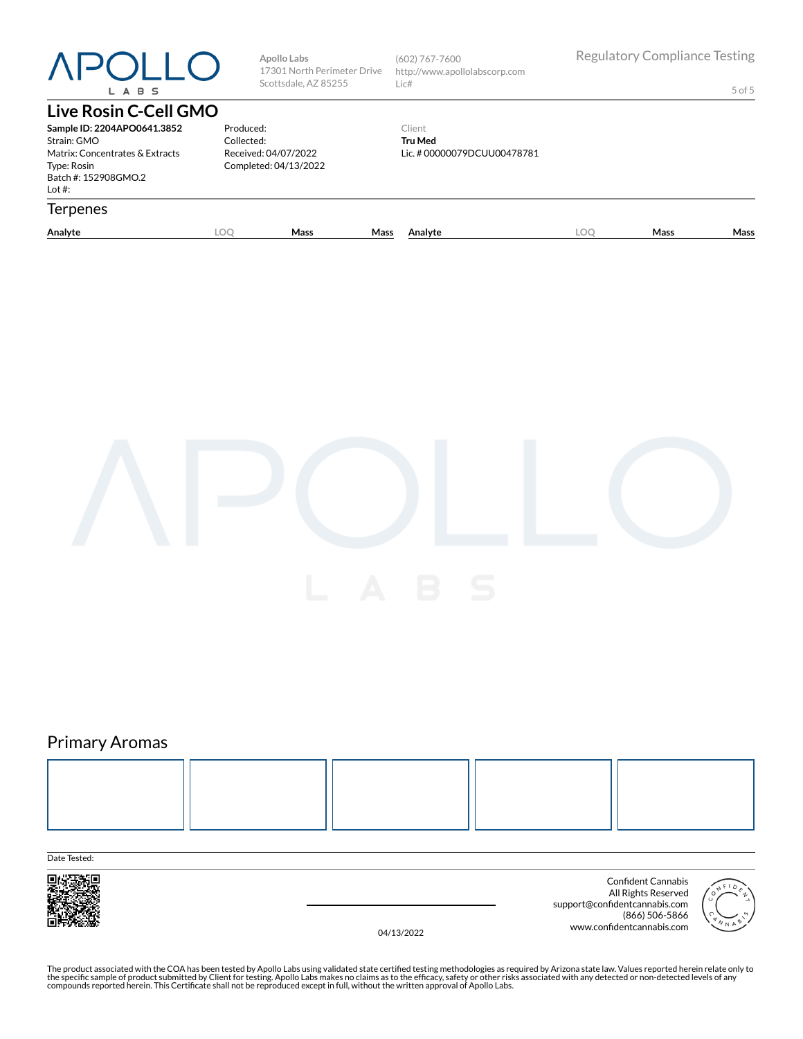**Apollo Labs**
17301 North Perimeter Drive
Scottsdale, AZ 85255

(602) 767-7600
http://www.apollolabscorp.com
Lic#

Regulatory Compliance Testing

# Live Rosin C-Cell GMO

**Sample ID: 2204APO0641.3852**
Strain: GMO
Matrix: Concentrates & Extracts
Type: Rosin
Batch #: 152908GMO.2
Lot #:

Produced:
Collected:
Received: 04/07/2022
Completed: 04/13/2022

Client
**Tru Med**
Lic. # 00000079DCUU00478781

## Terpenes

| Analyte | LOQ | Mass | Mass | Analyte | LOQ | Mass | Mass |
|---|---|---|---|---|---|---|---|

## Primary Aromas

Date Tested:

04/13/2022

Confident Cannabis
All Rights Reserved
support@confidentcannabis.com
(866) 506-5866
www.confidentcannabis.com

The product associated with the COA has been tested by Apollo Labs using validated state certified testing methodologies as required by Arizona state law. Values reported herein relate only to the specific sample of product submitted by Client for testing. Apollo Labs makes no claims as to the efficacy, safety or other risks associated with any detected or non-detected levels of any compounds reported herein. This Certificate shall not be reproduced except in full, without the written approval of Apollo Labs.